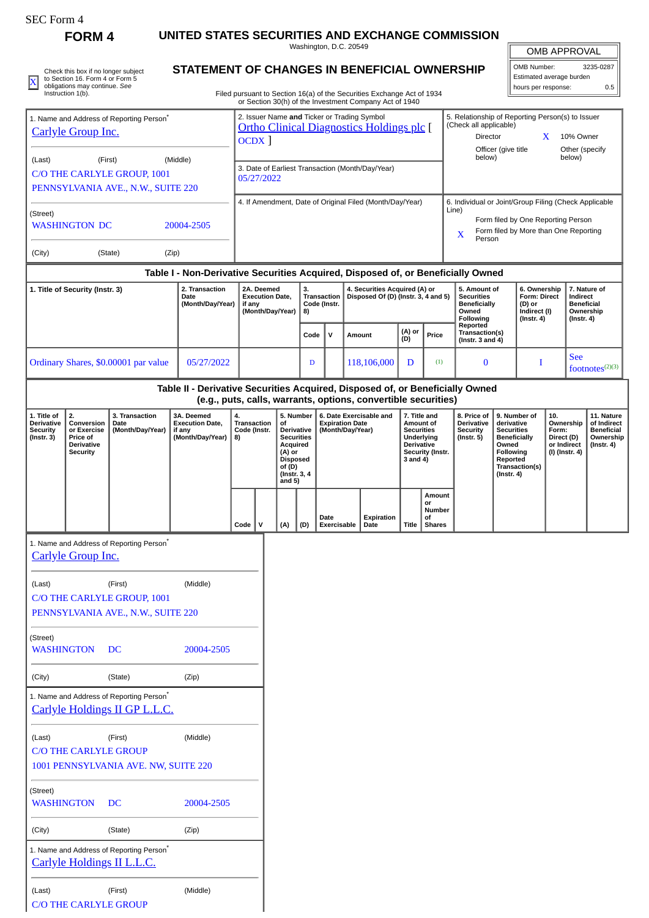SEC Form 4

# FORM 4

## UNITED STATES SECURITIES AND EXCHANGE COMMISSION

Washington, D.C. 20549

## STATEMENT OF CHANGES IN BENEFICIAL OWNERSHIP

Filed pursuant to Section 16(a) of the Securities Exchange Act of 1934 or Section 30(h) of the Investment Company Act of 1940

| OMB APPROVAL | |
|---|---|
| OMB Number: | 3235-0287 |
| Estimated average burden | |
| hours per response: | 0.5 |

X Check this box if no longer subject to Section 16. Form 4 or Form 5 obligations may continue. *See* Instruction 1(b).

1. Name and Address of Reporting Person*
Carlyle Group Inc.

(Last) (First) (Middle)
C/O THE CARLYLE GROUP, 1001 PENNSYLVANIA AVE., N.W., SUITE 220

(Street)
WASHINGTON DC 20004-2505

(City) (State) (Zip)

2. Issuer Name **and** Ticker or Trading Symbol
Ortho Clinical Diagnostics Holdings plc [ OCDX ]

3. Date of Earliest Transaction (Month/Day/Year)
05/27/2022

4. If Amendment, Date of Original Filed (Month/Day/Year)

5. Relationship of Reporting Person(s) to Issuer (Check all applicable)
Director
X 10% Owner
Officer (give title below)
Other (specify below)

6. Individual or Joint/Group Filing (Check Applicable Line)
Form filed by One Reporting Person
X Form filed by More than One Reporting Person

### Table I - Non-Derivative Securities Acquired, Disposed of, or Beneficially Owned

| 1. Title of Security (Instr. 3) | 2. Transaction Date (Month/Day/Year) | 2A. Deemed Execution Date, if any (Month/Day/Year) | 3. Transaction Code (Instr. 8) | | 4. Securities Acquired (A) or Disposed Of (D) (Instr. 3, 4 and 5) | | | 5. Amount of Securities Beneficially Owned Following Reported Transaction(s) (Instr. 3 and 4) | 6. Ownership Form: Direct (D) or Indirect (I) (Instr. 4) | 7. Nature of Indirect Beneficial Ownership (Instr. 4) |
|---|---|---|---|---|---|---|---|---|---|---|
| | | | Code | V | Amount | (A) or (D) | Price | | | |
| Ordinary Shares, $0.00001 par value | 05/27/2022 | | D | | 118,106,000 | D | (1) | 0 | I | See footnotes(2)(3) |

### Table II - Derivative Securities Acquired, Disposed of, or Beneficially Owned (e.g., puts, calls, warrants, options, convertible securities)

| 1. Title of Derivative Security (Instr. 3) | 2. Conversion or Exercise Price of Derivative Security | 3. Transaction Date (Month/Day/Year) | 3A. Deemed Execution Date, if any (Month/Day/Year) | 4. Transaction Code (Instr. 8) | | 5. Number of Derivative Securities Acquired (A) or Disposed of (D) (Instr. 3, 4 and 5) | | 6. Date Exercisable and Expiration Date (Month/Day/Year) | | 7. Title and Amount of Securities Underlying Derivative Security (Instr. 3 and 4) | | 8. Price of Derivative Security (Instr. 5) | 9. Number of derivative Securities Beneficially Owned Following Reported Transaction(s) (Instr. 4) | 10. Ownership Form: Direct (D) or Indirect (I) (Instr. 4) | 11. Nature of Indirect Beneficial Ownership (Instr. 4) |
|---|---|---|---|---|---|---|---|---|---|---|---|---|---|---|---|
| | | | | Code | V | (A) | (D) | Date Exercisable | Expiration Date | Title | Amount or Number of Shares | | | | |

1. Name and Address of Reporting Person*
Carlyle Group Inc.

(Last) (First) (Middle)
C/O THE CARLYLE GROUP, 1001 PENNSYLVANIA AVE., N.W., SUITE 220

(Street)
WASHINGTON DC 20004-2505

(City) (State) (Zip)

1. Name and Address of Reporting Person*
Carlyle Holdings II GP L.L.C.

(Last) (First) (Middle)
C/O THE CARLYLE GROUP
1001 PENNSYLVANIA AVE. NW, SUITE 220

(Street)
WASHINGTON DC 20004-2505

(City) (State) (Zip)

1. Name and Address of Reporting Person*
Carlyle Holdings II L.L.C.

(Last) (First) (Middle)
C/O THE CARLYLE GROUP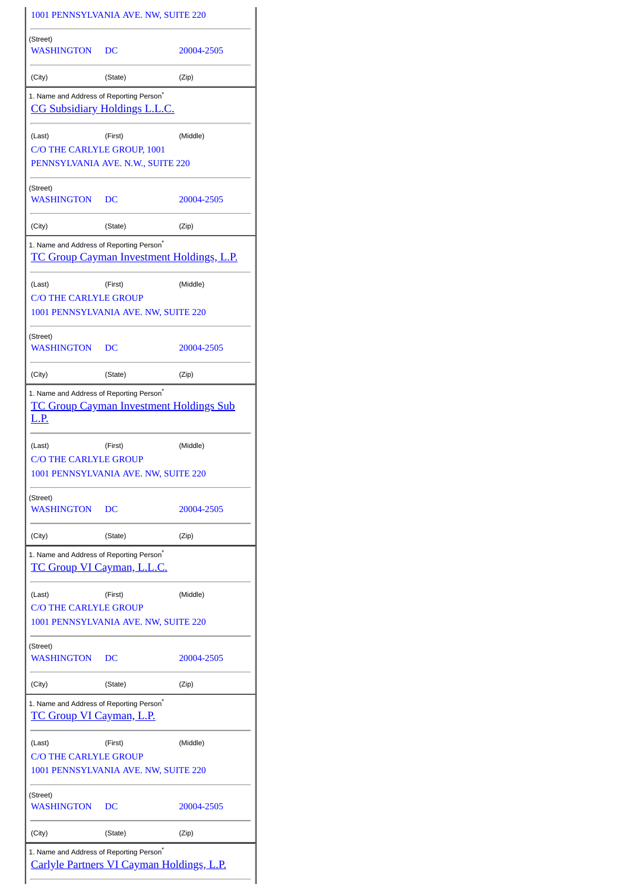1001 PENNSYLVANIA AVE. NW, SUITE 220

| (Street) | | |
|---|---|---|
| WASHINGTON | DC | 20004-2505 |
| (City) | (State) | (Zip) |

1. Name and Address of Reporting Person*

CG Subsidiary Holdings L.L.C.

| (Last) | (First) | (Middle) |
|---|---|---|

C/O THE CARLYLE GROUP, 1001 PENNSYLVANIA AVE. N.W., SUITE 220

| (Street) | | |
|---|---|---|
| WASHINGTON | DC | 20004-2505 |
| (City) | (State) | (Zip) |

1. Name and Address of Reporting Person*

TC Group Cayman Investment Holdings, L.P.

| (Last) | (First) | (Middle) |
|---|---|---|

C/O THE CARLYLE GROUP
1001 PENNSYLVANIA AVE. NW, SUITE 220

| (Street) | | |
|---|---|---|
| WASHINGTON | DC | 20004-2505 |
| (City) | (State) | (Zip) |

1. Name and Address of Reporting Person*

TC Group Cayman Investment Holdings Sub L.P.

| (Last) | (First) | (Middle) |
|---|---|---|

C/O THE CARLYLE GROUP
1001 PENNSYLVANIA AVE. NW, SUITE 220

| (Street) | | |
|---|---|---|
| WASHINGTON | DC | 20004-2505 |
| (City) | (State) | (Zip) |

1. Name and Address of Reporting Person*

TC Group VI Cayman, L.L.C.

| (Last) | (First) | (Middle) |
|---|---|---|

C/O THE CARLYLE GROUP
1001 PENNSYLVANIA AVE. NW, SUITE 220

| (Street) | | |
|---|---|---|
| WASHINGTON | DC | 20004-2505 |
| (City) | (State) | (Zip) |

1. Name and Address of Reporting Person*

TC Group VI Cayman, L.P.

| (Last) | (First) | (Middle) |
|---|---|---|

C/O THE CARLYLE GROUP
1001 PENNSYLVANIA AVE. NW, SUITE 220

| (Street) | | |
|---|---|---|
| WASHINGTON | DC | 20004-2505 |
| (City) | (State) | (Zip) |

1. Name and Address of Reporting Person*

Carlyle Partners VI Cayman Holdings, L.P.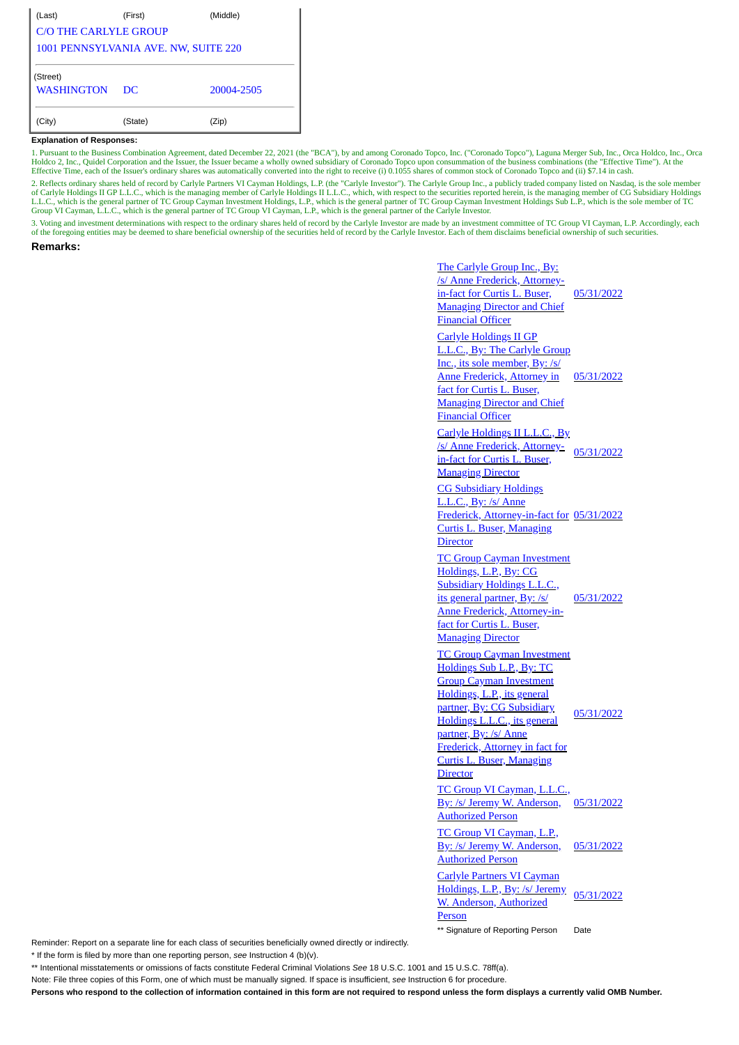| (Last) | (First) | (Middle) |
| --- | --- | --- |
| C/O THE CARLYLE GROUP | | |
| 1001 PENNSYLVANIA AVE. NW, SUITE 220 | | |
| (Street) | | |
| WASHINGTON | DC | 20004-2505 |
| (City) | (State) | (Zip) |

**Explanation of Responses:**

1. Pursuant to the Business Combination Agreement, dated December 22, 2021 (the "BCA"), by and among Coronado Topco, Inc. ("Coronado Topco"), Laguna Merger Sub, Inc., Orca Holdco, Inc., Orca Holdco 2, Inc., Quidel Corporation and the Issuer, the Issuer became a wholly owned subsidiary of Coronado Topco upon consummation of the business combinations (the "Effective Time"). At the Effective Time, each of the Issuer's ordinary shares was automatically converted into the right to receive (i) 0.1055 shares of common stock of Coronado Topco and (ii) $7.14 in cash.

2. Reflects ordinary shares held of record by Carlyle Partners VI Cayman Holdings, L.P. (the "Carlyle Investor"). The Carlyle Group Inc., a publicly traded company listed on Nasdaq, is the sole member of Carlyle Holdings II GP L.L.C., which is the managing member of Carlyle Holdings II L.L.C., which, with respect to the securities reported herein, is the managing member of CG Subsidiary Holdings L.L.C., which is the general partner of TC Group Cayman Investment Holdings, L.P., which is the general partner of TC Group Cayman Investment Holdings Sub L.P., which is the sole member of TC Group VI Cayman, L.L.C., which is the general partner of TC Group VI Cayman, L.P., which is the general partner of the Carlyle Investor.

3. Voting and investment determinations with respect to the ordinary shares held of record by the Carlyle Investor are made by an investment committee of TC Group VI Cayman, L.P. Accordingly, each of the foregoing entities may be deemed to share beneficial ownership of the securities held of record by the Carlyle Investor. Each of them disclaims beneficial ownership of such securities.

**Remarks:**

| ** Signature of Reporting Person | Date |
| --- | --- |
| The Carlyle Group Inc., By: /s/ Anne Frederick, Attorney-in-fact for Curtis L. Buser, Managing Director and Chief Financial Officer | 05/31/2022 |
| Carlyle Holdings II GP L.L.C., By: The Carlyle Group Inc., its sole member, By: /s/ Anne Frederick, Attorney in fact for Curtis L. Buser, Managing Director and Chief Financial Officer | 05/31/2022 |
| Carlyle Holdings II L.L.C., By /s/ Anne Frederick, Attorney-in-fact for Curtis L. Buser, Managing Director | 05/31/2022 |
| CG Subsidiary Holdings L.L.C., By: /s/ Anne Frederick, Attorney-in-fact for Curtis L. Buser, Managing Director | 05/31/2022 |
| TC Group Cayman Investment Holdings, L.P., By: CG Subsidiary Holdings L.L.C., its general partner, By: /s/ Anne Frederick, Attorney-in-fact for Curtis L. Buser, Managing Director | 05/31/2022 |
| TC Group Cayman Investment Holdings Sub L.P., By: TC Group Cayman Investment Holdings, L.P., its general partner, By: CG Subsidiary Holdings L.L.C., its general partner, By: /s/ Anne Frederick, Attorney in fact for Curtis L. Buser, Managing Director | 05/31/2022 |
| TC Group VI Cayman, L.L.C., By: /s/ Jeremy W. Anderson, Authorized Person | 05/31/2022 |
| TC Group VI Cayman, L.P., By: /s/ Jeremy W. Anderson, Authorized Person | 05/31/2022 |
| Carlyle Partners VI Cayman Holdings, L.P., By: /s/ Jeremy W. Anderson, Authorized Person | 05/31/2022 |

Reminder: Report on a separate line for each class of securities beneficially owned directly or indirectly.

* If the form is filed by more than one reporting person, *see* Instruction 4 (b)(v).

** Intentional misstatements or omissions of facts constitute Federal Criminal Violations *See* 18 U.S.C. 1001 and 15 U.S.C. 78ff(a).

Note: File three copies of this Form, one of which must be manually signed. If space is insufficient, *see* Instruction 6 for procedure.

**Persons who respond to the collection of information contained in this form are not required to respond unless the form displays a currently valid OMB Number.**